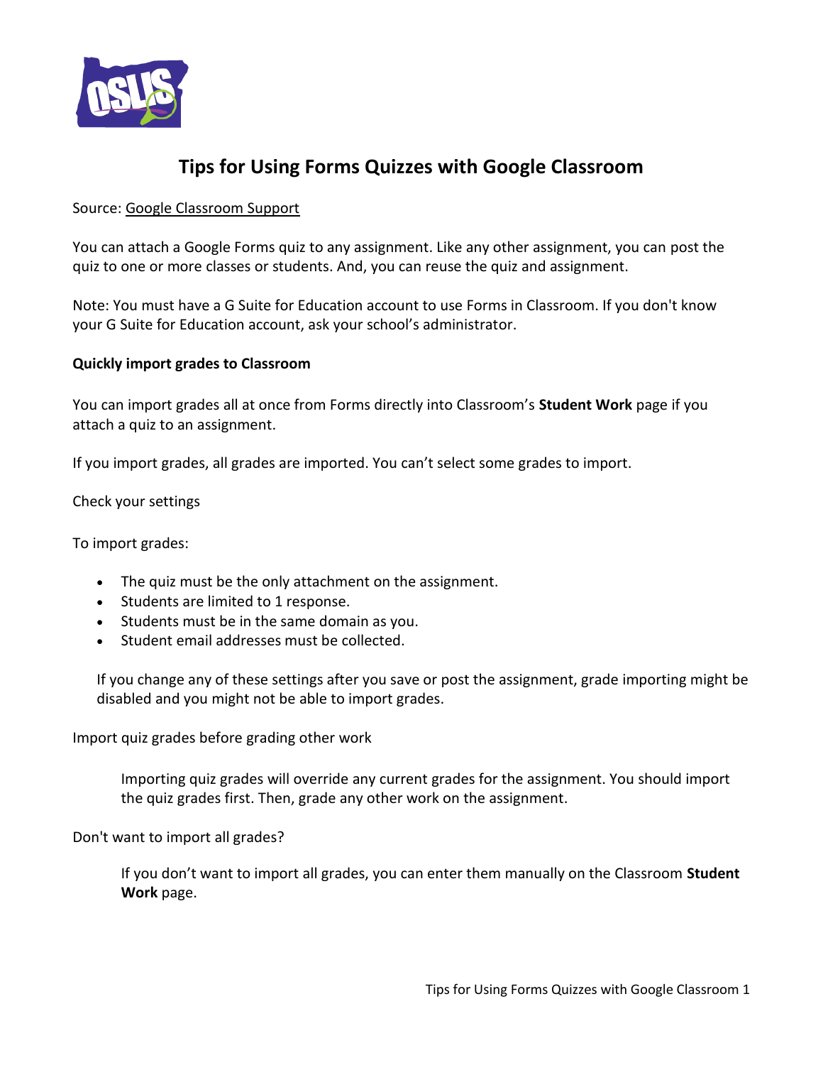# Tips for Using Forms Quizzes with Google Classroom

Source: Google Classroom Support

You can attach a Google Forms quiz to any assignment. Like any other assignment, you can post the quiz to one or more classes or students. And, you can reuse the quiz and assignment.

Note: You must have a G Suite for Education account to use Forms in Classroom. If you don't know your G Suite for Education account, ask your school's administrator.

**Quickly import grades to Classroom**

You can import grades all at once from Forms directly into Classroom's **Student Work** page if you attach a quiz to an assignment.

If you import grades, all grades are imported. You can't select some grades to import.

Check your settings

To import grades:

- The quiz must be the only attachment on the assignment.
- Students are limited to 1 response.
- Students must be in the same domain as you.
- Student email addresses must be collected.

If you change any of these settings after you save or post the assignment, grade importing might be disabled and you might not be able to import grades.

Import quiz grades before grading other work

Importing quiz grades will override any current grades for the assignment. You should import the quiz grades first. Then, grade any other work on the assignment.

Don't want to import all grades?

If you don't want to import all grades, you can enter them manually on the Classroom **Student Work** page.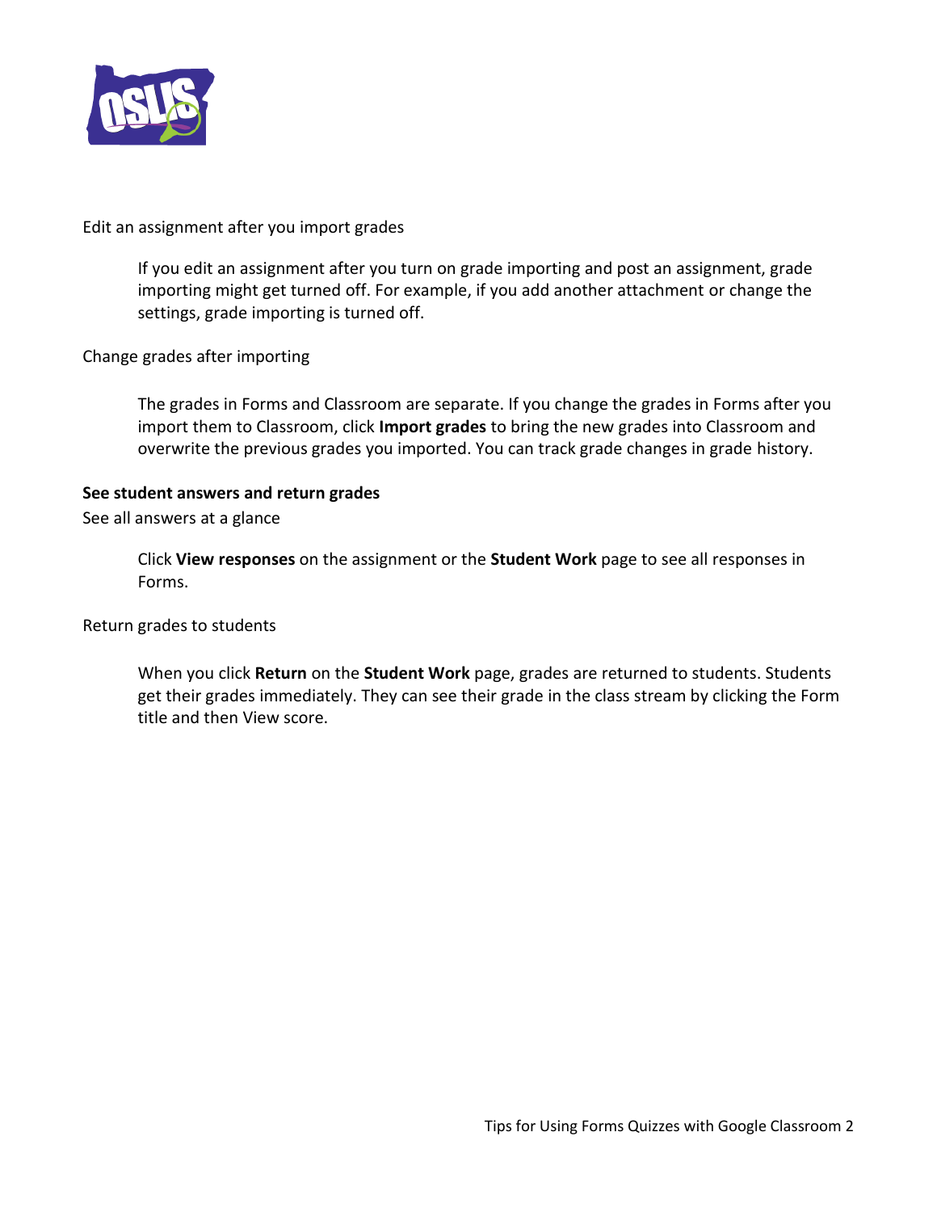Edit an assignment after you import grades

If you edit an assignment after you turn on grade importing and post an assignment, grade importing might get turned off. For example, if you add another attachment or change the settings, grade importing is turned off.

Change grades after importing

The grades in Forms and Classroom are separate. If you change the grades in Forms after you import them to Classroom, click **Import grades** to bring the new grades into Classroom and overwrite the previous grades you imported. You can track grade changes in grade history.

**See student answers and return grades**

See all answers at a glance

Click **View responses** on the assignment or the **Student Work** page to see all responses in Forms.

Return grades to students

When you click **Return** on the **Student Work** page, grades are returned to students. Students get their grades immediately. They can see their grade in the class stream by clicking the Form title and then View score.